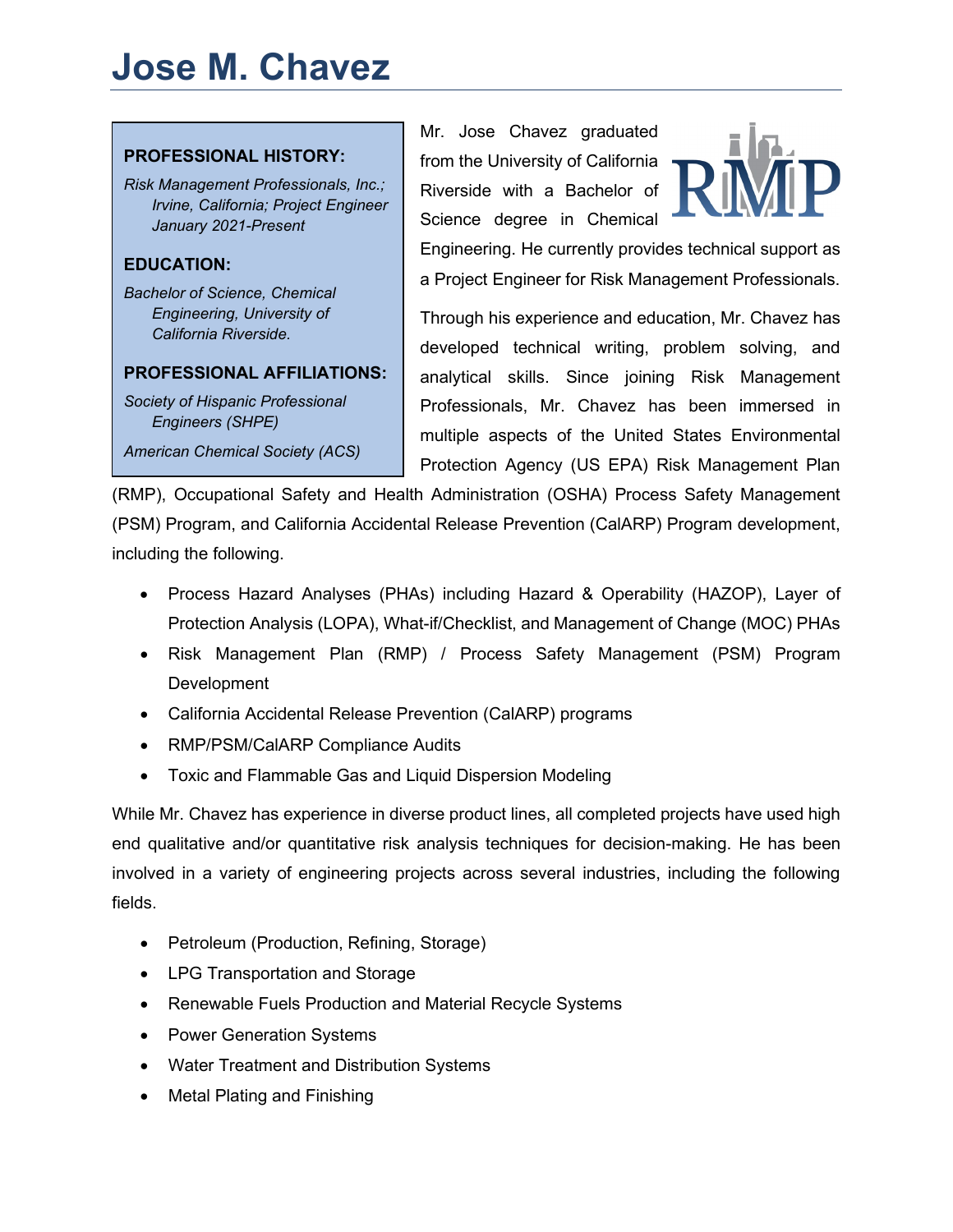# Jose M. Chavez

**PROFESSIONAL HISTORY:**

*Risk Management Professionals, Inc.; Irvine, California; Project Engineer January 2021-Present*

**EDUCATION:**

*Bachelor of Science, Chemical Engineering, University of California Riverside.*

**PROFESSIONAL AFFILIATIONS:**

*Society of Hispanic Professional Engineers (SHPE)*

*American Chemical Society (ACS)*

Mr. Jose Chavez graduated from the University of California Riverside with a Bachelor of Science degree in Chemical Engineering. He currently provides technical support as a Project Engineer for Risk Management Professionals.

Through his experience and education, Mr. Chavez has developed technical writing, problem solving, and analytical skills. Since joining Risk Management Professionals, Mr. Chavez has been immersed in multiple aspects of the United States Environmental Protection Agency (US EPA) Risk Management Plan (RMP), Occupational Safety and Health Administration (OSHA) Process Safety Management (PSM) Program, and California Accidental Release Prevention (CalARP) Program development, including the following.

- Process Hazard Analyses (PHAs) including Hazard & Operability (HAZOP), Layer of Protection Analysis (LOPA), What-if/Checklist, and Management of Change (MOC) PHAs
- Risk Management Plan (RMP) / Process Safety Management (PSM) Program Development
- California Accidental Release Prevention (CalARP) programs
- RMP/PSM/CalARP Compliance Audits
- Toxic and Flammable Gas and Liquid Dispersion Modeling

While Mr. Chavez has experience in diverse product lines, all completed projects have used high end qualitative and/or quantitative risk analysis techniques for decision-making. He has been involved in a variety of engineering projects across several industries, including the following fields.

- Petroleum (Production, Refining, Storage)
- LPG Transportation and Storage
- Renewable Fuels Production and Material Recycle Systems
- Power Generation Systems
- Water Treatment and Distribution Systems
- Metal Plating and Finishing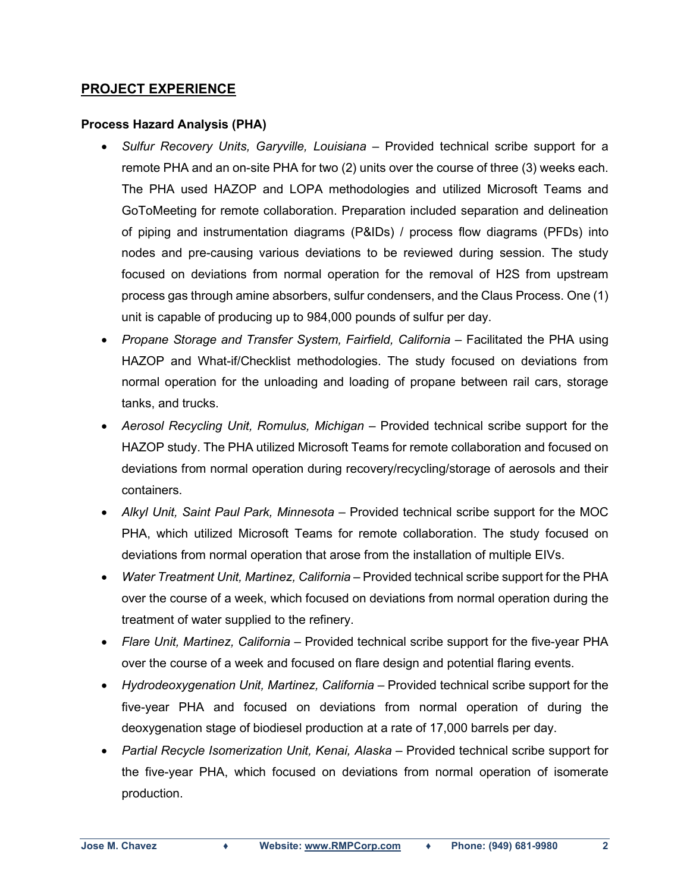## PROJECT EXPERIENCE

### Process Hazard Analysis (PHA)

- *Sulfur Recovery Units, Garyville, Louisiana* – Provided technical scribe support for a remote PHA and an on-site PHA for two (2) units over the course of three (3) weeks each. The PHA used HAZOP and LOPA methodologies and utilized Microsoft Teams and GoToMeeting for remote collaboration. Preparation included separation and delineation of piping and instrumentation diagrams (P&IDs) / process flow diagrams (PFDs) into nodes and pre-causing various deviations to be reviewed during session. The study focused on deviations from normal operation for the removal of $H_2S$ from upstream process gas through amine absorbers, sulfur condensers, and the Claus Process. One (1) unit is capable of producing up to 984,000 pounds of sulfur per day.
- *Propane Storage and Transfer System, Fairfield, California* – Facilitated the PHA using HAZOP and What-if/Checklist methodologies. The study focused on deviations from normal operation for the unloading and loading of propane between rail cars, storage tanks, and trucks.
- *Aerosol Recycling Unit, Romulus, Michigan* – Provided technical scribe support for the HAZOP study. The PHA utilized Microsoft Teams for remote collaboration and focused on deviations from normal operation during recovery/recycling/storage of aerosols and their containers.
- *Alkyl Unit, Saint Paul Park, Minnesota* – Provided technical scribe support for the MOC PHA, which utilized Microsoft Teams for remote collaboration. The study focused on deviations from normal operation that arose from the installation of multiple EIVs.
- *Water Treatment Unit, Martinez, California* – Provided technical scribe support for the PHA over the course of a week, which focused on deviations from normal operation during the treatment of water supplied to the refinery.
- *Flare Unit, Martinez, California* – Provided technical scribe support for the five-year PHA over the course of a week and focused on flare design and potential flaring events.
- *Hydrodeoxygenation Unit, Martinez, California* – Provided technical scribe support for the five-year PHA and focused on deviations from normal operation of during the deoxygenation stage of biodiesel production at a rate of 17,000 barrels per day.
- *Partial Recycle Isomerization Unit, Kenai, Alaska* – Provided technical scribe support for the five-year PHA, which focused on deviations from normal operation of isomerate production.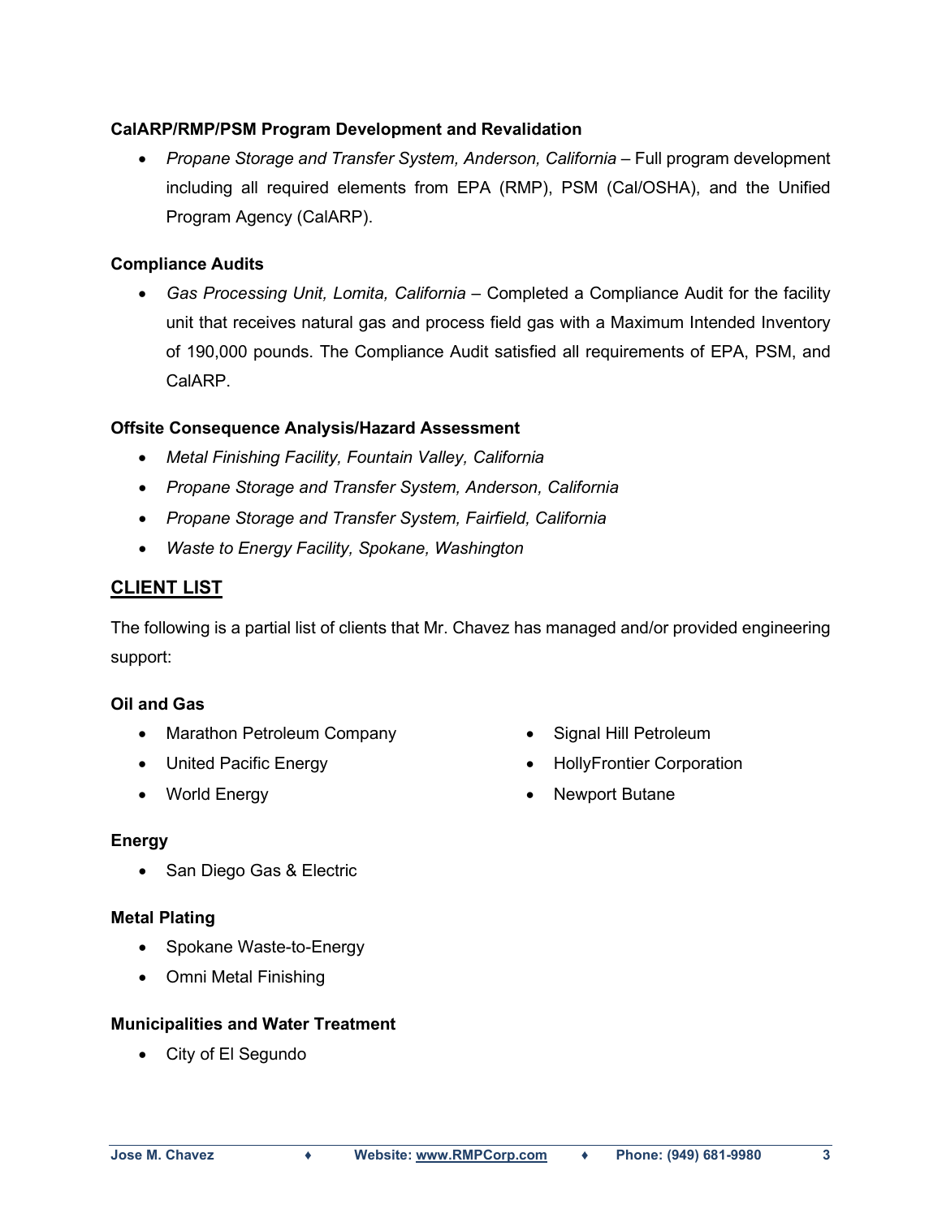**CalARP/RMP/PSM Program Development and Revalidation**

- *Propane Storage and Transfer System, Anderson, California* – Full program development including all required elements from EPA (RMP), PSM (Cal/OSHA), and the Unified Program Agency (CalARP).

**Compliance Audits**

- *Gas Processing Unit, Lomita, California* – Completed a Compliance Audit for the facility unit that receives natural gas and process field gas with a Maximum Intended Inventory of 190,000 pounds. The Compliance Audit satisfied all requirements of EPA, PSM, and CalARP.

**Offsite Consequence Analysis/Hazard Assessment**

- *Metal Finishing Facility, Fountain Valley, California*
- *Propane Storage and Transfer System, Anderson, California*
- *Propane Storage and Transfer System, Fairfield, California*
- *Waste to Energy Facility, Spokane, Washington*

## CLIENT LIST

The following is a partial list of clients that Mr. Chavez has managed and/or provided engineering support:

**Oil and Gas**

- Marathon Petroleum Company
- United Pacific Energy
- World Energy
- Signal Hill Petroleum
- HollyFrontier Corporation
- Newport Butane

**Energy**

- San Diego Gas & Electric

**Metal Plating**

- Spokane Waste-to-Energy
- Omni Metal Finishing

**Municipalities and Water Treatment**

- City of El Segundo